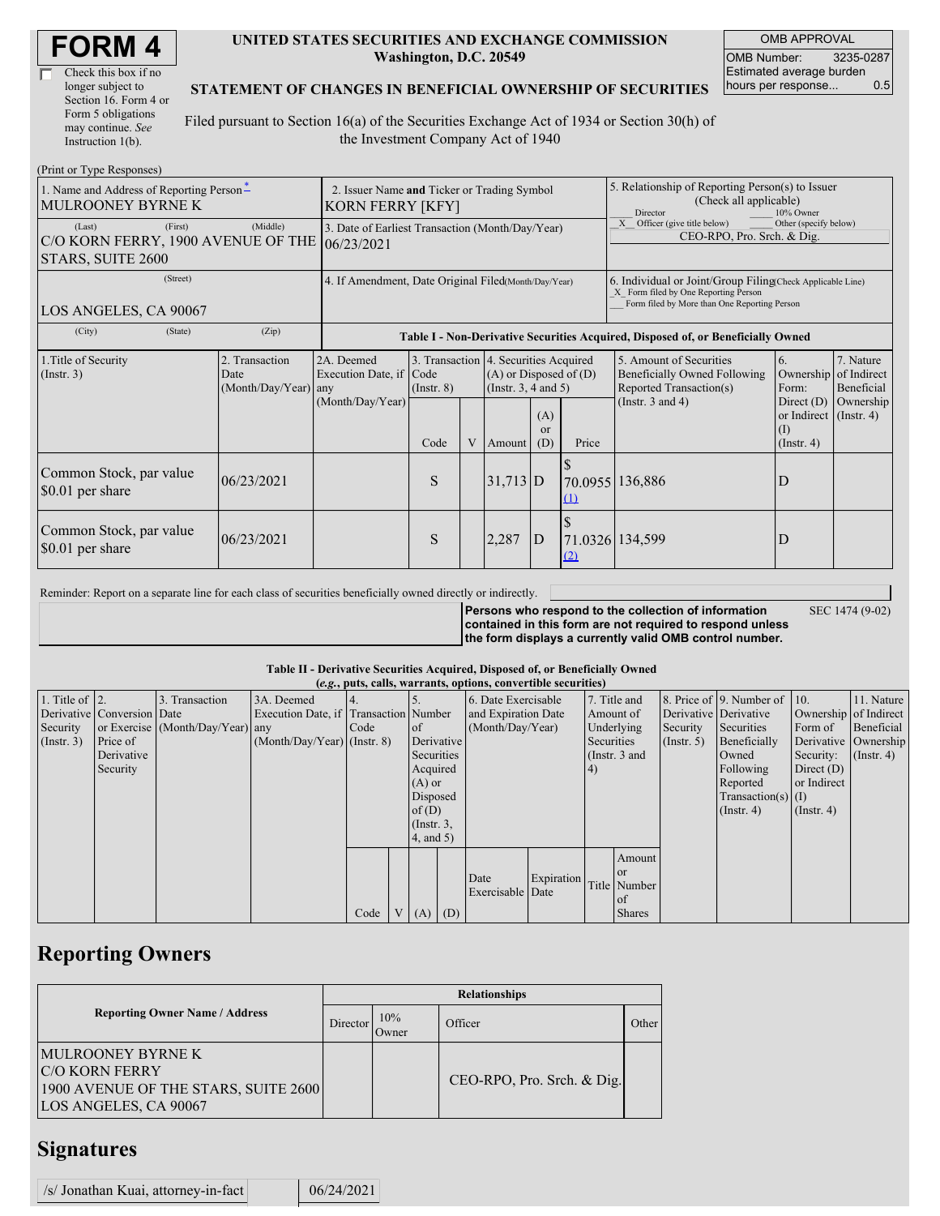# FORM 4

☐ Check this box if no longer subject to Section 16. Form 4 or Form 5 obligations may continue. *See* Instruction 1(b).

**UNITED STATES SECURITIES AND EXCHANGE COMMISSION**
**Washington, D.C. 20549**

**STATEMENT OF CHANGES IN BENEFICIAL OWNERSHIP OF SECURITIES**

Filed pursuant to Section 16(a) of the Securities Exchange Act of 1934 or Section 30(h) of the Investment Company Act of 1940

| OMB APPROVAL | |
|---|---|
| OMB Number: | 3235-0287 |
| Estimated average burden hours per response... | 0.5 |

(Print or Type Responses)

| 1. Name and Address of Reporting Person* | 2. Issuer Name and Ticker or Trading Symbol | 5. Relationship of Reporting Person(s) to Issuer (Check all applicable) |
|---|---|---|
| MULROONEY BYRNE K | KORN FERRY [KFY] | ___ Director ___ 10% Owner _X_ Officer (give title below) ___ Other (specify below) |
| (Last) (First) (Middle) C/O KORN FERRY, 1900 AVENUE OF THE STARS, SUITE 2600 | 3. Date of Earliest Transaction (Month/Day/Year) 06/23/2021 | CEO-RPO, Pro. Srch. & Dig. |
| (Street) LOS ANGELES, CA 90067 | 4. If Amendment, Date Original Filed (Month/Day/Year) | 6. Individual or Joint/Group Filing (Check Applicable Line) _X_ Form filed by One Reporting Person ___ Form filed by More than One Reporting Person |
| (City) (State) (Zip) | | |

**Table I - Non-Derivative Securities Acquired, Disposed of, or Beneficially Owned**

| 1.Title of Security (Instr. 3) | 2. Transaction Date (Month/Day/Year) | 2A. Deemed Execution Date, if any (Month/Day/Year) | 3. Transaction Code (Instr. 8) | | 4. Securities Acquired (A) or Disposed of (D) (Instr. 3, 4 and 5) | | | 5. Amount of Securities Beneficially Owned Following Reported Transaction(s) (Instr. 3 and 4) | 6. Ownership Form: Direct (D) or Indirect (I) (Instr. 4) | 7. Nature of Indirect Beneficial Ownership (Instr. 4) |
|---|---|---|---|---|---|---|---|---|---|---|
| | | | Code | V | Amount | (A) or (D) | Price | | | |
| Common Stock, par value $0.01 per share | 06/23/2021 | | S | | 31,713 | D | $ 70.0955 (1) | 136,886 | D | |
| Common Stock, par value $0.01 per share | 06/23/2021 | | S | | 2,287 | D | $ 71.0326 (2) | 134,599 | D | |

Reminder: Report on a separate line for each class of securities beneficially owned directly or indirectly.

**Persons who respond to the collection of information contained in this form are not required to respond unless the form displays a currently valid OMB control number.** SEC 1474 (9-02)

**Table II - Derivative Securities Acquired, Disposed of, or Beneficially Owned**
***(e.g., puts, calls, warrants, options, convertible securities)***

| 1. Title of Derivative Security (Instr. 3) | 2. Conversion or Exercise Price of Derivative Security | 3. Transaction Date (Month/Day/Year) | 3A. Deemed Execution Date, if any (Month/Day/Year) | 4. Transaction Code (Instr. 8) | | 5. Number of Derivative Securities Acquired (A) or Disposed of (D) (Instr. 3, 4, and 5) | | 6. Date Exercisable and Expiration Date (Month/Day/Year) | | 7. Title and Amount of Underlying Securities (Instr. 3 and 4) | | 8. Price of Derivative Security (Instr. 5) | 9. Number of Derivative Securities Beneficially Owned Following Reported Transaction(s) (Instr. 4) | 10. Ownership Form of Derivative Security: Direct (D) or Indirect (I) (Instr. 4) | 11. Nature of Indirect Beneficial Ownership (Instr. 4) |
|---|---|---|---|---|---|---|---|---|---|---|---|---|---|---|---|
| | | | | Code | V | (A) | (D) | Date Exercisable | Expiration Date | Title | Amount or Number of Shares | | | | |

## Reporting Owners

| Reporting Owner Name / Address | Relationships | | | |
|---|---|---|---|---|
| | Director | 10% Owner | Officer | Other |
| MULROONEY BYRNE K C/O KORN FERRY 1900 AVENUE OF THE STARS, SUITE 2600 LOS ANGELES, CA 90067 | | | CEO-RPO, Pro. Srch. & Dig. | |

## Signatures

| /s/ Jonathan Kuai, attorney-in-fact | 06/24/2021 |
|---|---|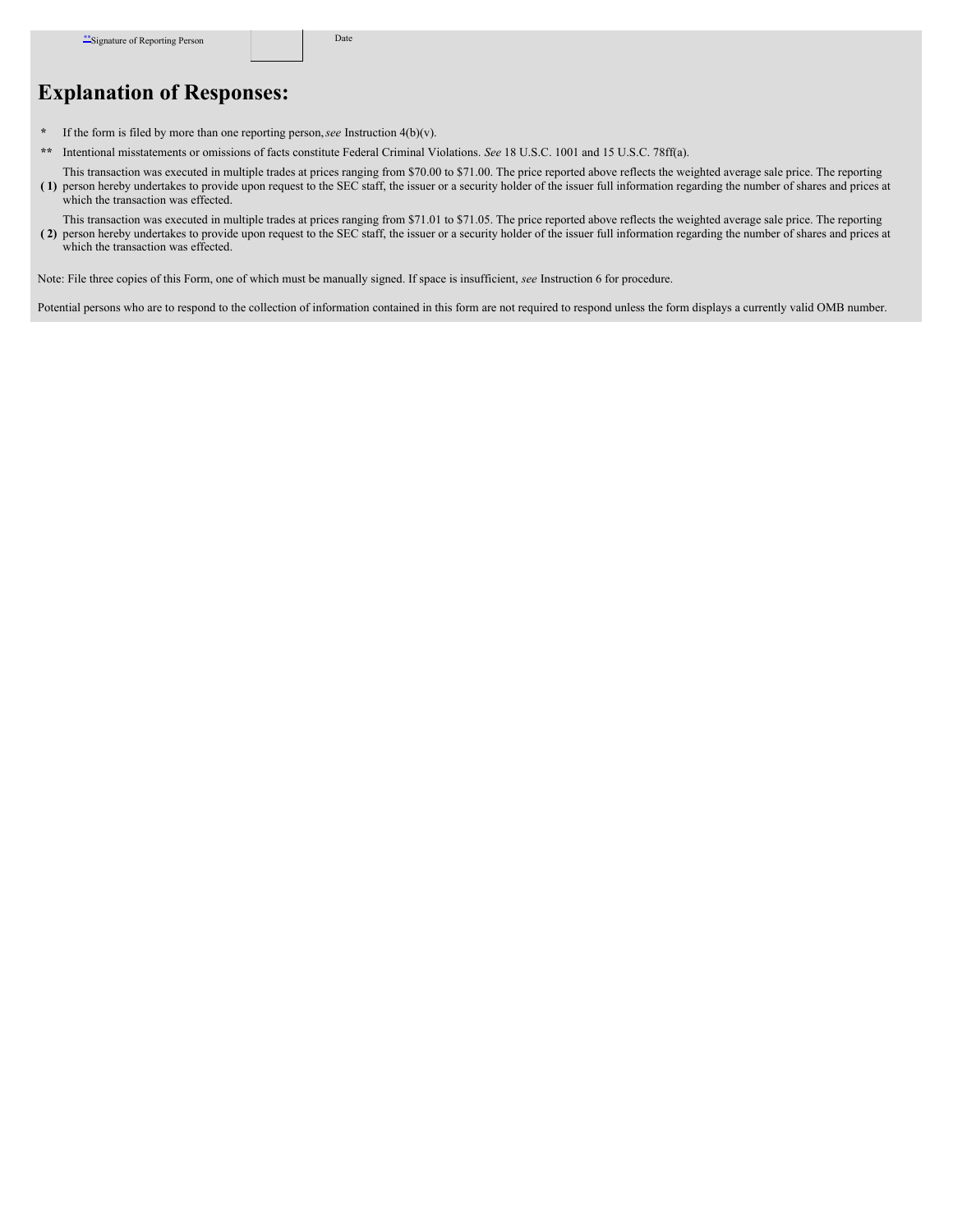**Signature of Reporting Person | Date

## Explanation of Responses:

\* If the form is filed by more than one reporting person, *see* Instruction 4(b)(v).

\** Intentional misstatements or omissions of facts constitute Federal Criminal Violations. *See* 18 U.S.C. 1001 and 15 U.S.C. 78ff(a).

**( 1)** This transaction was executed in multiple trades at prices ranging from $70.00 to $71.00. The price reported above reflects the weighted average sale price. The reporting person hereby undertakes to provide upon request to the SEC staff, the issuer or a security holder of the issuer full information regarding the number of shares and prices at which the transaction was effected.

**( 2)** This transaction was executed in multiple trades at prices ranging from $71.01 to $71.05. The price reported above reflects the weighted average sale price. The reporting person hereby undertakes to provide upon request to the SEC staff, the issuer or a security holder of the issuer full information regarding the number of shares and prices at which the transaction was effected.

Note: File three copies of this Form, one of which must be manually signed. If space is insufficient, *see* Instruction 6 for procedure.

Potential persons who are to respond to the collection of information contained in this form are not required to respond unless the form displays a currently valid OMB number.